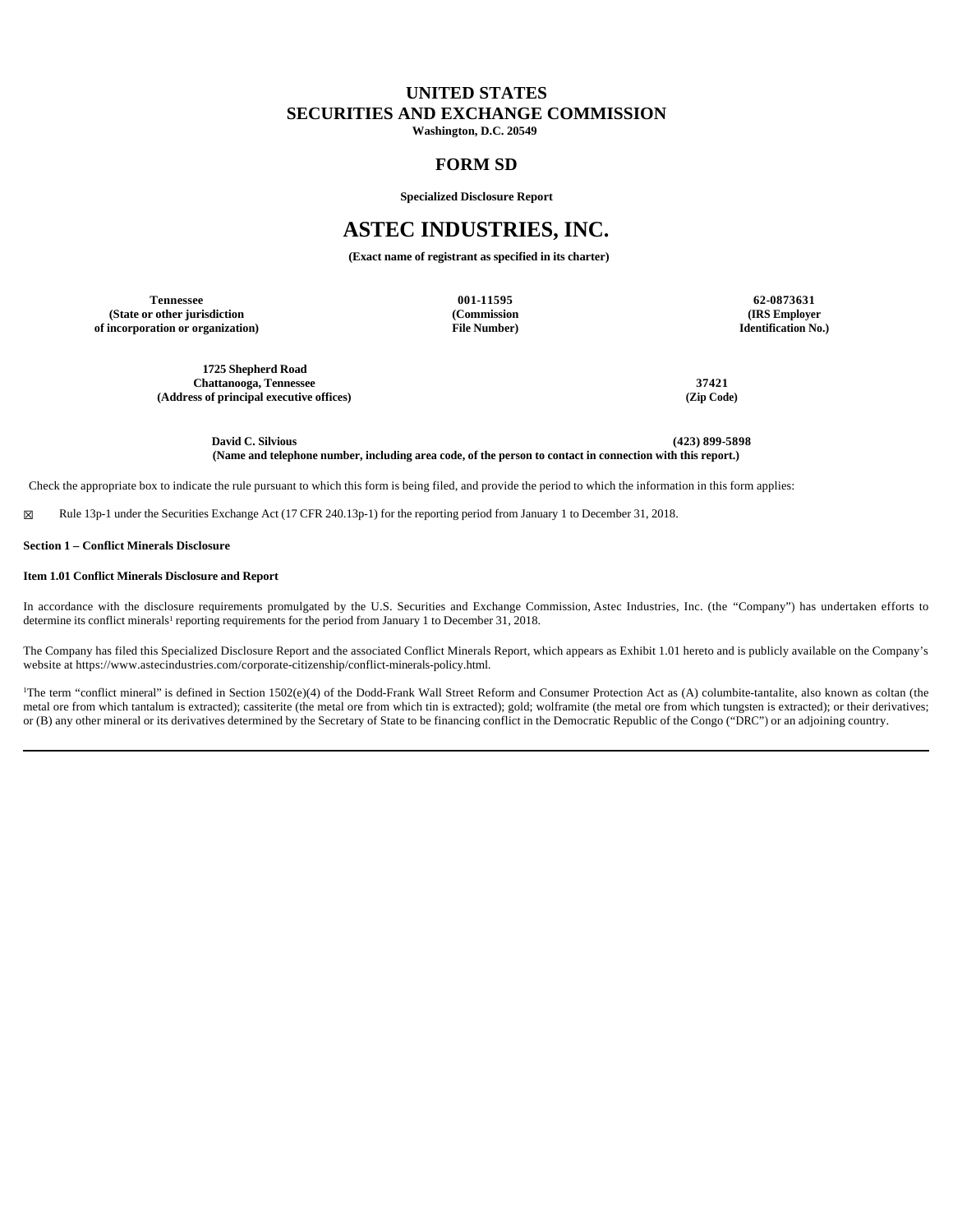# UNITED STATES
# SECURITIES AND EXCHANGE COMMISSION

**Washington, D.C. 20549**

## FORM SD

**Specialized Disclosure Report**

# ASTEC INDUSTRIES, INC.

**(Exact name of registrant as specified in its charter)**

| Tennessee | 001-11595 | 62-0873631 |
|---|---|---|
| **(State or other jurisdiction of incorporation or organization)** | **(Commission File Number)** | **(IRS Employer Identification No.)** |

| 1725 Shepherd Road Chattanooga, Tennessee | 37421 |
|---|---|
| **(Address of principal executive offices)** | **(Zip Code)** |

**David C. Silvious** **(423) 899-5898**
**(Name and telephone number, including area code, of the person to contact in connection with this report.)**

Check the appropriate box to indicate the rule pursuant to which this form is being filed, and provide the period to which the information in this form applies:

☒ Rule 13p-1 under the Securities Exchange Act (17 CFR 240.13p-1) for the reporting period from January 1 to December 31, 2018.

**Section 1 – Conflict Minerals Disclosure**

**Item 1.01 Conflict Minerals Disclosure and Report**

In accordance with the disclosure requirements promulgated by the U.S. Securities and Exchange Commission, Astec Industries, Inc. (the "Company") has undertaken efforts to determine its conflict minerals[1] reporting requirements for the period from January 1 to December 31, 2018.

The Company has filed this Specialized Disclosure Report and the associated Conflict Minerals Report, which appears as Exhibit 1.01 hereto and is publicly available on the Company's website at https://www.astecindustries.com/corporate-citizenship/conflict-minerals-policy.html.

[1]The term "conflict mineral" is defined in Section 1502(e)(4) of the Dodd-Frank Wall Street Reform and Consumer Protection Act as (A) columbite-tantalite, also known as coltan (the metal ore from which tantalum is extracted); cassiterite (the metal ore from which tin is extracted); gold; wolframite (the metal ore from which tungsten is extracted); or their derivatives; or (B) any other mineral or its derivatives determined by the Secretary of State to be financing conflict in the Democratic Republic of the Congo ("DRC") or an adjoining country.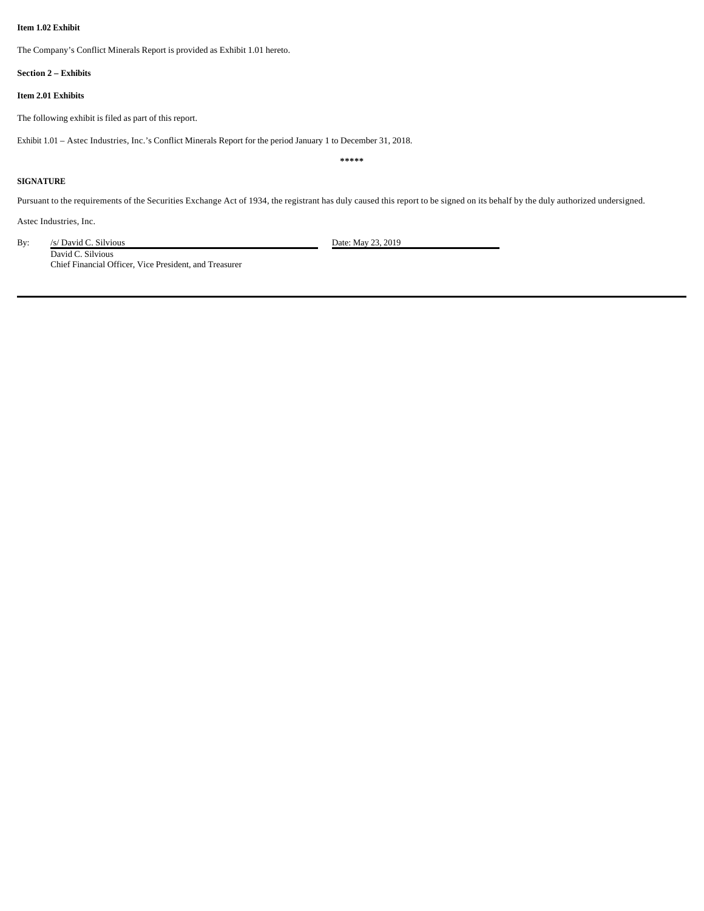**Item 1.02 Exhibit**

The Company's Conflict Minerals Report is provided as Exhibit 1.01 hereto.

**Section 2 – Exhibits**

**Item 2.01 Exhibits**

The following exhibit is filed as part of this report.

Exhibit 1.01 – Astec Industries, Inc.'s Conflict Minerals Report for the period January 1 to December 31, 2018.

*****

**SIGNATURE**

Pursuant to the requirements of the Securities Exchange Act of 1934, the registrant has duly caused this report to be signed on its behalf by the duly authorized undersigned.

Astec Industries, Inc.

By: /s/ David C. Silvious Date: May 23, 2019

David C. Silvious
Chief Financial Officer, Vice President, and Treasurer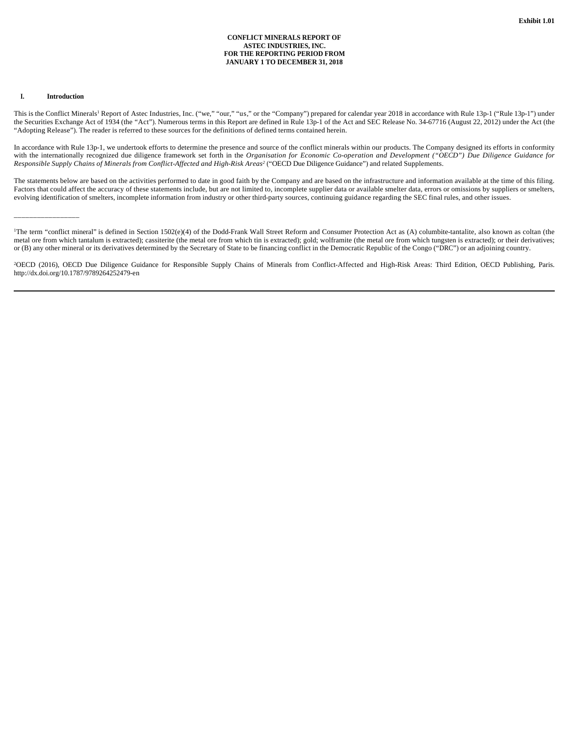Exhibit 1.01

**CONFLICT MINERALS REPORT OF**
**ASTEC INDUSTRIES, INC.**
**FOR THE REPORTING PERIOD FROM**
**JANUARY 1 TO DECEMBER 31, 2018**

## I. Introduction

This is the Conflict Minerals[1] Report of Astec Industries, Inc. ("we," "our," "us," or the "Company") prepared for calendar year 2018 in accordance with Rule 13p-1 ("Rule 13p-1") under the Securities Exchange Act of 1934 (the "Act"). Numerous terms in this Report are defined in Rule 13p-1 of the Act and SEC Release No. 34-67716 (August 22, 2012) under the Act (the "Adopting Release"). The reader is referred to these sources for the definitions of defined terms contained herein.

In accordance with Rule 13p-1, we undertook efforts to determine the presence and source of the conflict minerals within our products. The Company designed its efforts in conformity with the internationally recognized due diligence framework set forth in the *Organisation for Economic Co-operation and Development ("OECD") Due Diligence Guidance for Responsible Supply Chains of Minerals from Conflict-Affected and High-Risk Areas*[2] ("OECD Due Diligence Guidance") and related Supplements.

The statements below are based on the activities performed to date in good faith by the Company and are based on the infrastructure and information available at the time of this filing. Factors that could affect the accuracy of these statements include, but are not limited to, incomplete supplier data or available smelter data, errors or omissions by suppliers or smelters, evolving identification of smelters, incomplete information from industry or other third-party sources, continuing guidance regarding the SEC final rules, and other issues.

---

[1]The term "conflict mineral" is defined in Section 1502(e)(4) of the Dodd-Frank Wall Street Reform and Consumer Protection Act as (A) columbite-tantalite, also known as coltan (the metal ore from which tantalum is extracted); cassiterite (the metal ore from which tin is extracted); gold; wolframite (the metal ore from which tungsten is extracted); or their derivatives; or (B) any other mineral or its derivatives determined by the Secretary of State to be financing conflict in the Democratic Republic of the Congo ("DRC") or an adjoining country.

[2]OECD (2016), OECD Due Diligence Guidance for Responsible Supply Chains of Minerals from Conflict-Affected and High-Risk Areas: Third Edition, OECD Publishing, Paris. http://dx.doi.org/10.1787/9789264252479-en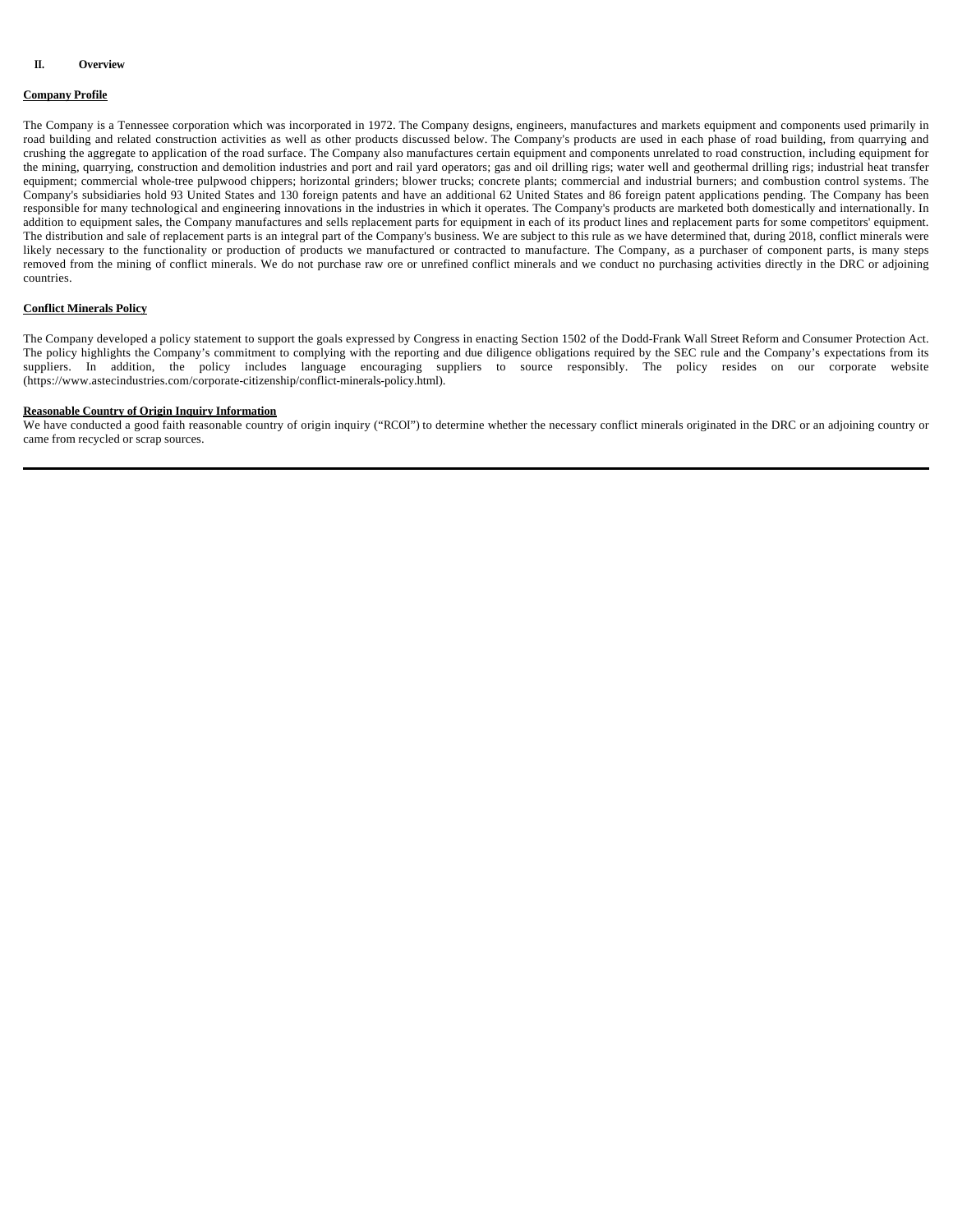## II. Overview

**Company Profile**

The Company is a Tennessee corporation which was incorporated in 1972. The Company designs, engineers, manufactures and markets equipment and components used primarily in road building and related construction activities as well as other products discussed below. The Company's products are used in each phase of road building, from quarrying and crushing the aggregate to application of the road surface. The Company also manufactures certain equipment and components unrelated to road construction, including equipment for the mining, quarrying, construction and demolition industries and port and rail yard operators; gas and oil drilling rigs; water well and geothermal drilling rigs; industrial heat transfer equipment; commercial whole-tree pulpwood chippers; horizontal grinders; blower trucks; concrete plants; commercial and industrial burners; and combustion control systems. The Company's subsidiaries hold 93 United States and 130 foreign patents and have an additional 62 United States and 86 foreign patent applications pending. The Company has been responsible for many technological and engineering innovations in the industries in which it operates. The Company's products are marketed both domestically and internationally. In addition to equipment sales, the Company manufactures and sells replacement parts for equipment in each of its product lines and replacement parts for some competitors' equipment. The distribution and sale of replacement parts is an integral part of the Company's business. We are subject to this rule as we have determined that, during 2018, conflict minerals were likely necessary to the functionality or production of products we manufactured or contracted to manufacture. The Company, as a purchaser of component parts, is many steps removed from the mining of conflict minerals. We do not purchase raw ore or unrefined conflict minerals and we conduct no purchasing activities directly in the DRC or adjoining countries.

**Conflict Minerals Policy**

The Company developed a policy statement to support the goals expressed by Congress in enacting Section 1502 of the Dodd-Frank Wall Street Reform and Consumer Protection Act. The policy highlights the Company's commitment to complying with the reporting and due diligence obligations required by the SEC rule and the Company's expectations from its suppliers. In addition, the policy includes language encouraging suppliers to source responsibly. The policy resides on our corporate website (https://www.astecindustries.com/corporate-citizenship/conflict-minerals-policy.html).

**Reasonable Country of Origin Inquiry Information**

We have conducted a good faith reasonable country of origin inquiry ("RCOI") to determine whether the necessary conflict minerals originated in the DRC or an adjoining country or came from recycled or scrap sources.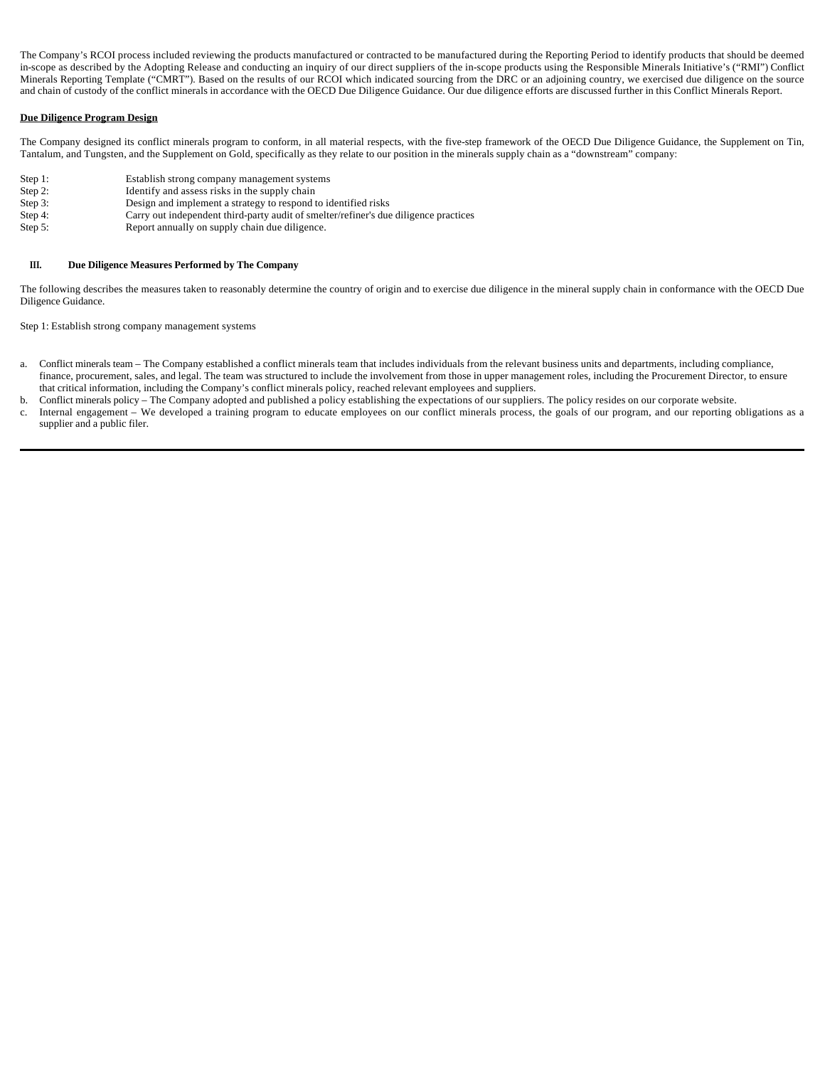The Company's RCOI process included reviewing the products manufactured or contracted to be manufactured during the Reporting Period to identify products that should be deemed in-scope as described by the Adopting Release and conducting an inquiry of our direct suppliers of the in-scope products using the Responsible Minerals Initiative's ("RMI") Conflict Minerals Reporting Template ("CMRT"). Based on the results of our RCOI which indicated sourcing from the DRC or an adjoining country, we exercised due diligence on the source and chain of custody of the conflict minerals in accordance with the OECD Due Diligence Guidance. Our due diligence efforts are discussed further in this Conflict Minerals Report.

**Due Diligence Program Design**

The Company designed its conflict minerals program to conform, in all material respects, with the five-step framework of the OECD Due Diligence Guidance, the Supplement on Tin, Tantalum, and Tungsten, and the Supplement on Gold, specifically as they relate to our position in the minerals supply chain as a "downstream" company:

Step 1: Establish strong company management systems
Step 2: Identify and assess risks in the supply chain
Step 3: Design and implement a strategy to respond to identified risks
Step 4: Carry out independent third-party audit of smelter/refiner's due diligence practices
Step 5: Report annually on supply chain due diligence.

## III. Due Diligence Measures Performed by The Company

The following describes the measures taken to reasonably determine the country of origin and to exercise due diligence in the mineral supply chain in conformance with the OECD Due Diligence Guidance.

Step 1: Establish strong company management systems

a. Conflict minerals team – The Company established a conflict minerals team that includes individuals from the relevant business units and departments, including compliance, finance, procurement, sales, and legal. The team was structured to include the involvement from those in upper management roles, including the Procurement Director, to ensure that critical information, including the Company's conflict minerals policy, reached relevant employees and suppliers.
b. Conflict minerals policy – The Company adopted and published a policy establishing the expectations of our suppliers. The policy resides on our corporate website.
c. Internal engagement – We developed a training program to educate employees on our conflict minerals process, the goals of our program, and our reporting obligations as a supplier and a public filer.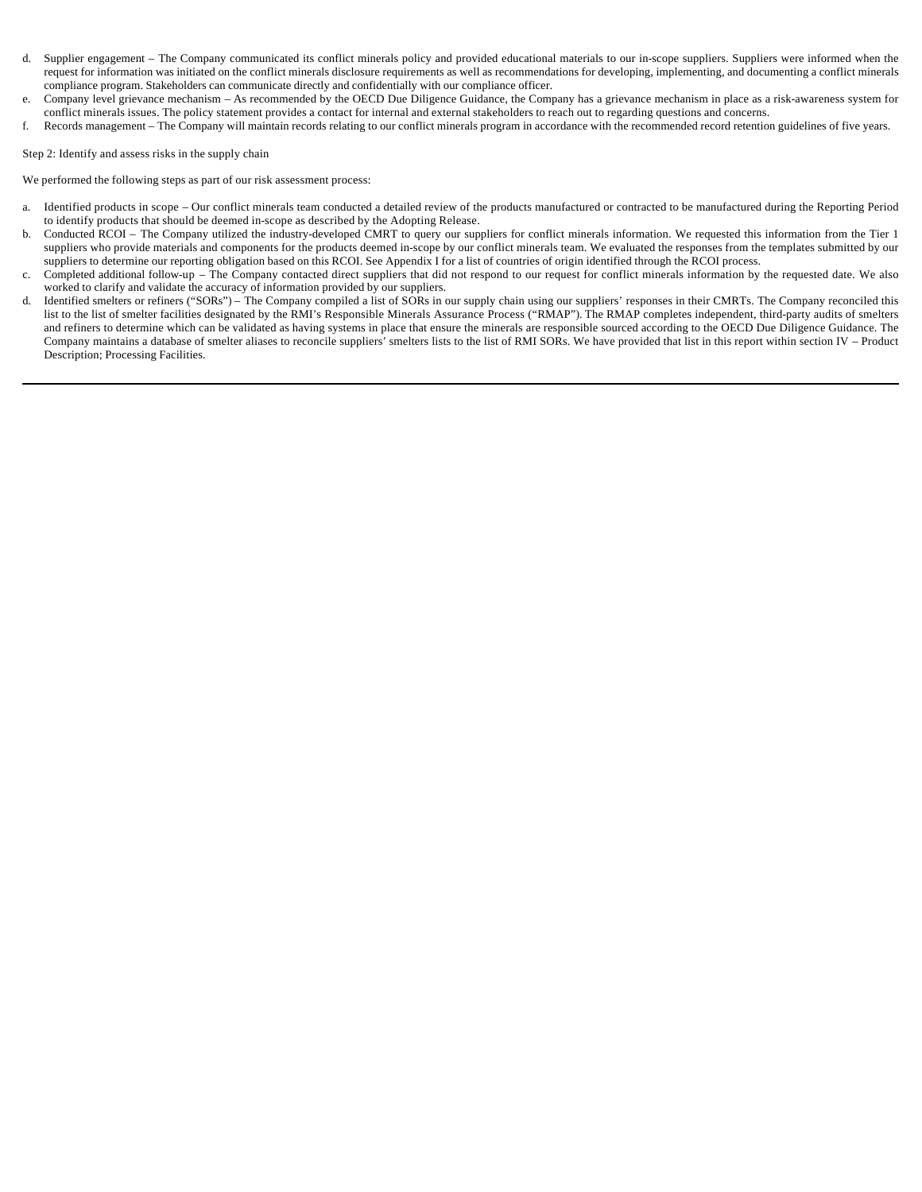d. Supplier engagement – The Company communicated its conflict minerals policy and provided educational materials to our in-scope suppliers. Suppliers were informed when the request for information was initiated on the conflict minerals disclosure requirements as well as recommendations for developing, implementing, and documenting a conflict minerals compliance program. Stakeholders can communicate directly and confidentially with our compliance officer.
e. Company level grievance mechanism – As recommended by the OECD Due Diligence Guidance, the Company has a grievance mechanism in place as a risk-awareness system for conflict minerals issues. The policy statement provides a contact for internal and external stakeholders to reach out to regarding questions and concerns.
f. Records management – The Company will maintain records relating to our conflict minerals program in accordance with the recommended record retention guidelines of five years.

Step 2: Identify and assess risks in the supply chain

We performed the following steps as part of our risk assessment process:

a. Identified products in scope – Our conflict minerals team conducted a detailed review of the products manufactured or contracted to be manufactured during the Reporting Period to identify products that should be deemed in-scope as described by the Adopting Release.
b. Conducted RCOI – The Company utilized the industry-developed CMRT to query our suppliers for conflict minerals information. We requested this information from the Tier 1 suppliers who provide materials and components for the products deemed in-scope by our conflict minerals team. We evaluated the responses from the templates submitted by our suppliers to determine our reporting obligation based on this RCOI. See Appendix I for a list of countries of origin identified through the RCOI process.
c. Completed additional follow-up – The Company contacted direct suppliers that did not respond to our request for conflict minerals information by the requested date. We also worked to clarify and validate the accuracy of information provided by our suppliers.
d. Identified smelters or refiners ("SORs") – The Company compiled a list of SORs in our supply chain using our suppliers' responses in their CMRTs. The Company reconciled this list to the list of smelter facilities designated by the RMI's Responsible Minerals Assurance Process ("RMAP"). The RMAP completes independent, third-party audits of smelters and refiners to determine which can be validated as having systems in place that ensure the minerals are responsible sourced according to the OECD Due Diligence Guidance. The Company maintains a database of smelter aliases to reconcile suppliers' smelters lists to the list of RMI SORs. We have provided that list in this report within section IV – Product Description; Processing Facilities.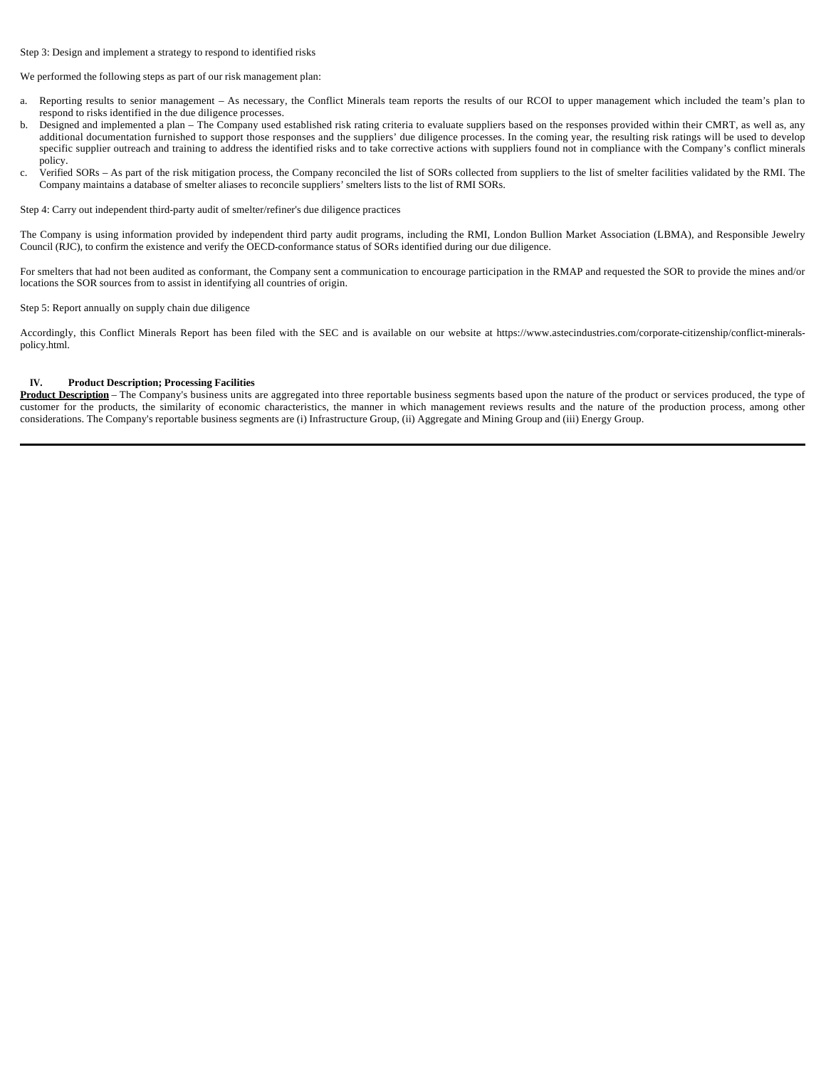Step 3: Design and implement a strategy to respond to identified risks

We performed the following steps as part of our risk management plan:

a. Reporting results to senior management – As necessary, the Conflict Minerals team reports the results of our RCOI to upper management which included the team's plan to respond to risks identified in the due diligence processes.
b. Designed and implemented a plan – The Company used established risk rating criteria to evaluate suppliers based on the responses provided within their CMRT, as well as, any additional documentation furnished to support those responses and the suppliers' due diligence processes. In the coming year, the resulting risk ratings will be used to develop specific supplier outreach and training to address the identified risks and to take corrective actions with suppliers found not in compliance with the Company's conflict minerals policy.
c. Verified SORs – As part of the risk mitigation process, the Company reconciled the list of SORs collected from suppliers to the list of smelter facilities validated by the RMI. The Company maintains a database of smelter aliases to reconcile suppliers' smelters lists to the list of RMI SORs.

Step 4: Carry out independent third-party audit of smelter/refiner's due diligence practices

The Company is using information provided by independent third party audit programs, including the RMI, London Bullion Market Association (LBMA), and Responsible Jewelry Council (RJC), to confirm the existence and verify the OECD-conformance status of SORs identified during our due diligence.

For smelters that had not been audited as conformant, the Company sent a communication to encourage participation in the RMAP and requested the SOR to provide the mines and/or locations the SOR sources from to assist in identifying all countries of origin.

Step 5: Report annually on supply chain due diligence

Accordingly, this Conflict Minerals Report has been filed with the SEC and is available on our website at https://www.astecindustries.com/corporate-citizenship/conflict-minerals-policy.html.

## IV. Product Description; Processing Facilities

**Product Description** – The Company's business units are aggregated into three reportable business segments based upon the nature of the product or services produced, the type of customer for the products, the similarity of economic characteristics, the manner in which management reviews results and the nature of the production process, among other considerations. The Company's reportable business segments are (i) Infrastructure Group, (ii) Aggregate and Mining Group and (iii) Energy Group.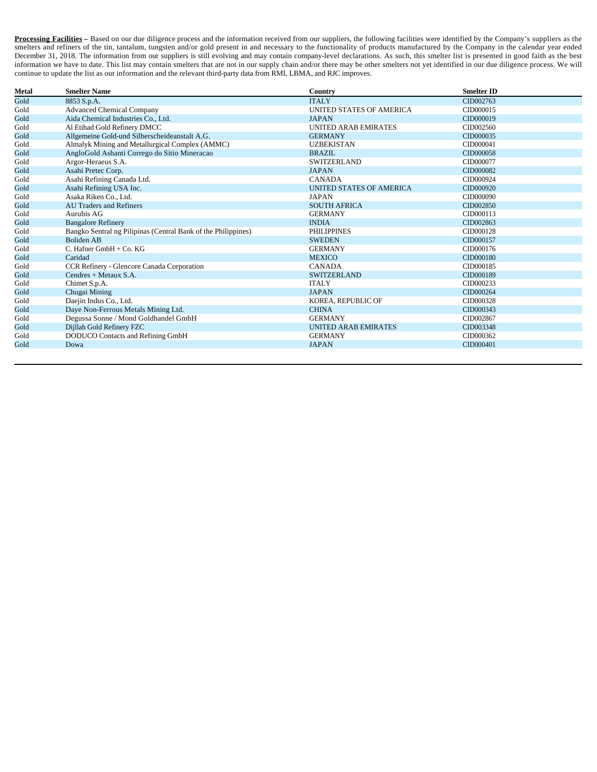**Processing Facilities** – Based on our due diligence process and the information received from our suppliers, the following facilities were identified by the Company's suppliers as the smelters and refiners of the tin, tantalum, tungsten and/or gold present in and necessary to the functionality of products manufactured by the Company in the calendar year ended December 31, 2018. The information from our suppliers is still evolving and may contain company-level declarations. As such, this smelter list is presented in good faith as the best information we have to date. This list may contain smelters that are not in our supply chain and/or there may be other smelters not yet identified in our due diligence process. We will continue to update the list as our information and the relevant third-party data from RMI, LBMA, and RJC improves.

| Metal | Smelter Name | Country | Smelter ID |
|---|---|---|---|
| Gold | 8853 S.p.A. | ITALY | CID002763 |
| Gold | Advanced Chemical Company | UNITED STATES OF AMERICA | CID000015 |
| Gold | Aida Chemical Industries Co., Ltd. | JAPAN | CID000019 |
| Gold | Al Etihad Gold Refinery DMCC | UNITED ARAB EMIRATES | CID002560 |
| Gold | Allgemeine Gold-und Silberscheideanstalt A.G. | GERMANY | CID000035 |
| Gold | Almalyk Mining and Metallurgical Complex (AMMC) | UZBEKISTAN | CID000041 |
| Gold | AngloGold Ashanti Corrego do Sitio Mineracao | BRAZIL | CID000058 |
| Gold | Argor-Heraeus S.A. | SWITZERLAND | CID000077 |
| Gold | Asahi Pretec Corp. | JAPAN | CID000082 |
| Gold | Asahi Refining Canada Ltd. | CANADA | CID000924 |
| Gold | Asahi Refining USA Inc. | UNITED STATES OF AMERICA | CID000920 |
| Gold | Asaka Riken Co., Ltd. | JAPAN | CID000090 |
| Gold | AU Traders and Refiners | SOUTH AFRICA | CID002850 |
| Gold | Aurubis AG | GERMANY | CID000113 |
| Gold | Bangalore Refinery | INDIA | CID002863 |
| Gold | Bangko Sentral ng Pilipinas (Central Bank of the Philippines) | PHILIPPINES | CID000128 |
| Gold | Boliden AB | SWEDEN | CID000157 |
| Gold | C. Hafner GmbH + Co. KG | GERMANY | CID000176 |
| Gold | Caridad | MEXICO | CID000180 |
| Gold | CCR Refinery - Glencore Canada Corporation | CANADA | CID000185 |
| Gold | Cendres + Metaux S.A. | SWITZERLAND | CID000189 |
| Gold | Chimet S.p.A. | ITALY | CID000233 |
| Gold | Chugai Mining | JAPAN | CID000264 |
| Gold | Daejin Indus Co., Ltd. | KOREA, REPUBLIC OF | CID000328 |
| Gold | Daye Non-Ferrous Metals Mining Ltd. | CHINA | CID000343 |
| Gold | Degussa Sonne / Mond Goldhandel GmbH | GERMANY | CID002867 |
| Gold | Dijllah Gold Refinery FZC | UNITED ARAB EMIRATES | CID003348 |
| Gold | DODUCO Contacts and Refining GmbH | GERMANY | CID000362 |
| Gold | Dowa | JAPAN | CID000401 |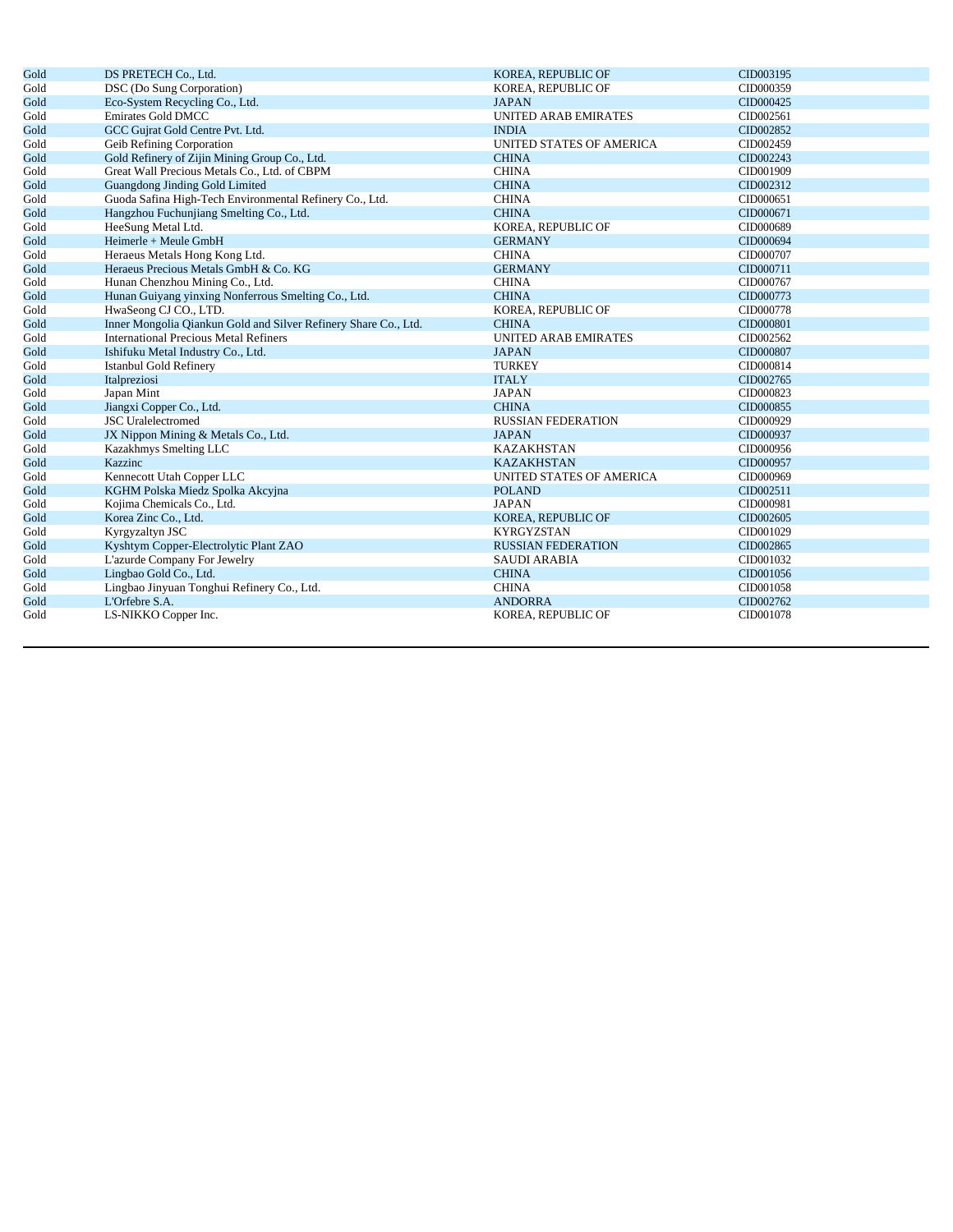| | | | |
|---|---|---|---|
| Gold | DS PRETECH Co., Ltd. | KOREA, REPUBLIC OF | CID003195 |
| Gold | DSC (Do Sung Corporation) | KOREA, REPUBLIC OF | CID000359 |
| Gold | Eco-System Recycling Co., Ltd. | JAPAN | CID000425 |
| Gold | Emirates Gold DMCC | UNITED ARAB EMIRATES | CID002561 |
| Gold | GCC Gujrat Gold Centre Pvt. Ltd. | INDIA | CID002852 |
| Gold | Geib Refining Corporation | UNITED STATES OF AMERICA | CID002459 |
| Gold | Gold Refinery of Zijin Mining Group Co., Ltd. | CHINA | CID002243 |
| Gold | Great Wall Precious Metals Co., Ltd. of CBPM | CHINA | CID001909 |
| Gold | Guangdong Jinding Gold Limited | CHINA | CID002312 |
| Gold | Guoda Safina High-Tech Environmental Refinery Co., Ltd. | CHINA | CID000651 |
| Gold | Hangzhou Fuchunjiang Smelting Co., Ltd. | CHINA | CID000671 |
| Gold | HeeSung Metal Ltd. | KOREA, REPUBLIC OF | CID000689 |
| Gold | Heimerle + Meule GmbH | GERMANY | CID000694 |
| Gold | Heraeus Metals Hong Kong Ltd. | CHINA | CID000707 |
| Gold | Heraeus Precious Metals GmbH & Co. KG | GERMANY | CID000711 |
| Gold | Hunan Chenzhou Mining Co., Ltd. | CHINA | CID000767 |
| Gold | Hunan Guiyang yinxing Nonferrous Smelting Co., Ltd. | CHINA | CID000773 |
| Gold | HwaSeong CJ CO., LTD. | KOREA, REPUBLIC OF | CID000778 |
| Gold | Inner Mongolia Qiankun Gold and Silver Refinery Share Co., Ltd. | CHINA | CID000801 |
| Gold | International Precious Metal Refiners | UNITED ARAB EMIRATES | CID002562 |
| Gold | Ishifuku Metal Industry Co., Ltd. | JAPAN | CID000807 |
| Gold | Istanbul Gold Refinery | TURKEY | CID000814 |
| Gold | Italpreziosi | ITALY | CID002765 |
| Gold | Japan Mint | JAPAN | CID000823 |
| Gold | Jiangxi Copper Co., Ltd. | CHINA | CID000855 |
| Gold | JSC Uralelectromed | RUSSIAN FEDERATION | CID000929 |
| Gold | JX Nippon Mining & Metals Co., Ltd. | JAPAN | CID000937 |
| Gold | Kazakhmys Smelting LLC | KAZAKHSTAN | CID000956 |
| Gold | Kazzinc | KAZAKHSTAN | CID000957 |
| Gold | Kennecott Utah Copper LLC | UNITED STATES OF AMERICA | CID000969 |
| Gold | KGHM Polska Miedz Spolka Akcyjna | POLAND | CID002511 |
| Gold | Kojima Chemicals Co., Ltd. | JAPAN | CID000981 |
| Gold | Korea Zinc Co., Ltd. | KOREA, REPUBLIC OF | CID002605 |
| Gold | Kyrgyzaltyn JSC | KYRGYZSTAN | CID001029 |
| Gold | Kyshtym Copper-Electrolytic Plant ZAO | RUSSIAN FEDERATION | CID002865 |
| Gold | L'azurde Company For Jewelry | SAUDI ARABIA | CID001032 |
| Gold | Lingbao Gold Co., Ltd. | CHINA | CID001056 |
| Gold | Lingbao Jinyuan Tonghui Refinery Co., Ltd. | CHINA | CID001058 |
| Gold | L'Orfebre S.A. | ANDORRA | CID002762 |
| Gold | LS-NIKKO Copper Inc. | KOREA, REPUBLIC OF | CID001078 |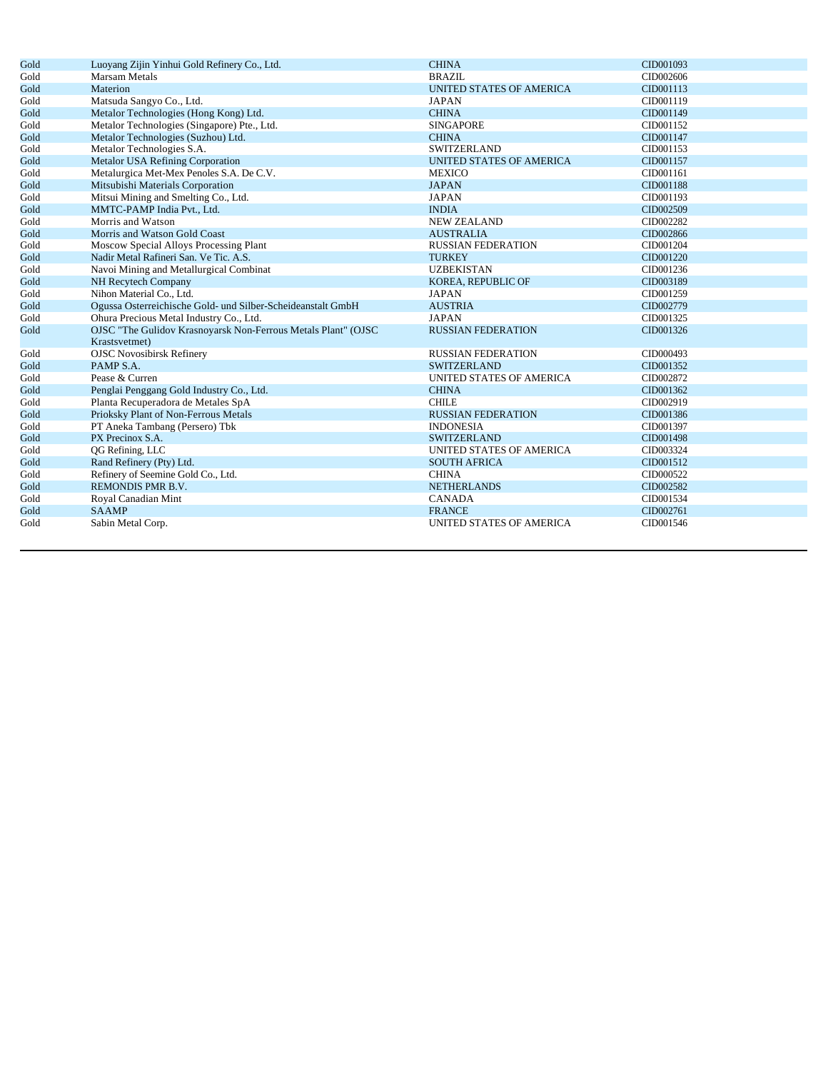| | | | |
|---|---|---|---|
| Gold | Luoyang Zijin Yinhui Gold Refinery Co., Ltd. | CHINA | CID001093 |
| Gold | Marsam Metals | BRAZIL | CID002606 |
| Gold | Materion | UNITED STATES OF AMERICA | CID001113 |
| Gold | Matsuda Sangyo Co., Ltd. | JAPAN | CID001119 |
| Gold | Metalor Technologies (Hong Kong) Ltd. | CHINA | CID001149 |
| Gold | Metalor Technologies (Singapore) Pte., Ltd. | SINGAPORE | CID001152 |
| Gold | Metalor Technologies (Suzhou) Ltd. | CHINA | CID001147 |
| Gold | Metalor Technologies S.A. | SWITZERLAND | CID001153 |
| Gold | Metalor USA Refining Corporation | UNITED STATES OF AMERICA | CID001157 |
| Gold | Metalurgica Met-Mex Penoles S.A. De C.V. | MEXICO | CID001161 |
| Gold | Mitsubishi Materials Corporation | JAPAN | CID001188 |
| Gold | Mitsui Mining and Smelting Co., Ltd. | JAPAN | CID001193 |
| Gold | MMTC-PAMP India Pvt., Ltd. | INDIA | CID002509 |
| Gold | Morris and Watson | NEW ZEALAND | CID002282 |
| Gold | Morris and Watson Gold Coast | AUSTRALIA | CID002866 |
| Gold | Moscow Special Alloys Processing Plant | RUSSIAN FEDERATION | CID001204 |
| Gold | Nadir Metal Rafineri San. Ve Tic. A.S. | TURKEY | CID001220 |
| Gold | Navoi Mining and Metallurgical Combinat | UZBEKISTAN | CID001236 |
| Gold | NH Recytech Company | KOREA, REPUBLIC OF | CID003189 |
| Gold | Nihon Material Co., Ltd. | JAPAN | CID001259 |
| Gold | Ogussa Osterreichische Gold- und Silber-Scheideanstalt GmbH | AUSTRIA | CID002779 |
| Gold | Ohura Precious Metal Industry Co., Ltd. | JAPAN | CID001325 |
| Gold | OJSC "The Gulidov Krasnoyarsk Non-Ferrous Metals Plant" (OJSC Krastsvetmet) | RUSSIAN FEDERATION | CID001326 |
| Gold | OJSC Novosibirsk Refinery | RUSSIAN FEDERATION | CID000493 |
| Gold | PAMP S.A. | SWITZERLAND | CID001352 |
| Gold | Pease & Curren | UNITED STATES OF AMERICA | CID002872 |
| Gold | Penglai Penggang Gold Industry Co., Ltd. | CHINA | CID001362 |
| Gold | Planta Recuperadora de Metales SpA | CHILE | CID002919 |
| Gold | Prioksky Plant of Non-Ferrous Metals | RUSSIAN FEDERATION | CID001386 |
| Gold | PT Aneka Tambang (Persero) Tbk | INDONESIA | CID001397 |
| Gold | PX Precinox S.A. | SWITZERLAND | CID001498 |
| Gold | QG Refining, LLC | UNITED STATES OF AMERICA | CID003324 |
| Gold | Rand Refinery (Pty) Ltd. | SOUTH AFRICA | CID001512 |
| Gold | Refinery of Seemine Gold Co., Ltd. | CHINA | CID000522 |
| Gold | REMONDIS PMR B.V. | NETHERLANDS | CID002582 |
| Gold | Royal Canadian Mint | CANADA | CID001534 |
| Gold | SAAMP | FRANCE | CID002761 |
| Gold | Sabin Metal Corp. | UNITED STATES OF AMERICA | CID001546 |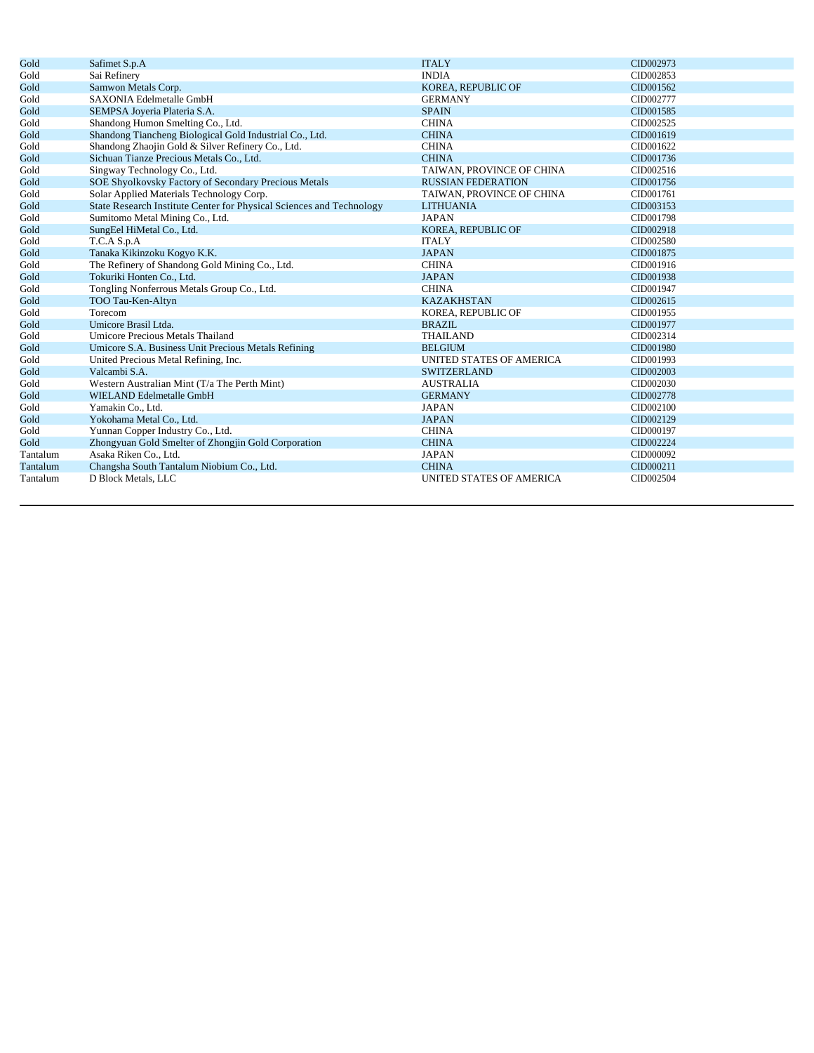| | | | |
|---|---|---|---|
| Gold | Safimet S.p.A | ITALY | CID002973 |
| Gold | Sai Refinery | INDIA | CID002853 |
| Gold | Samwon Metals Corp. | KOREA, REPUBLIC OF | CID001562 |
| Gold | SAXONIA Edelmetalle GmbH | GERMANY | CID002777 |
| Gold | SEMPSA Joyeria Plateria S.A. | SPAIN | CID001585 |
| Gold | Shandong Humon Smelting Co., Ltd. | CHINA | CID002525 |
| Gold | Shandong Tiancheng Biological Gold Industrial Co., Ltd. | CHINA | CID001619 |
| Gold | Shandong Zhaojin Gold & Silver Refinery Co., Ltd. | CHINA | CID001622 |
| Gold | Sichuan Tianze Precious Metals Co., Ltd. | CHINA | CID001736 |
| Gold | Singway Technology Co., Ltd. | TAIWAN, PROVINCE OF CHINA | CID002516 |
| Gold | SOE Shyolkovsky Factory of Secondary Precious Metals | RUSSIAN FEDERATION | CID001756 |
| Gold | Solar Applied Materials Technology Corp. | TAIWAN, PROVINCE OF CHINA | CID001761 |
| Gold | State Research Institute Center for Physical Sciences and Technology | LITHUANIA | CID003153 |
| Gold | Sumitomo Metal Mining Co., Ltd. | JAPAN | CID001798 |
| Gold | SungEel HiMetal Co., Ltd. | KOREA, REPUBLIC OF | CID002918 |
| Gold | T.C.A S.p.A | ITALY | CID002580 |
| Gold | Tanaka Kikinzoku Kogyo K.K. | JAPAN | CID001875 |
| Gold | The Refinery of Shandong Gold Mining Co., Ltd. | CHINA | CID001916 |
| Gold | Tokuriki Honten Co., Ltd. | JAPAN | CID001938 |
| Gold | Tongling Nonferrous Metals Group Co., Ltd. | CHINA | CID001947 |
| Gold | TOO Tau-Ken-Altyn | KAZAKHSTAN | CID002615 |
| Gold | Torecom | KOREA, REPUBLIC OF | CID001955 |
| Gold | Umicore Brasil Ltda. | BRAZIL | CID001977 |
| Gold | Umicore Precious Metals Thailand | THAILAND | CID002314 |
| Gold | Umicore S.A. Business Unit Precious Metals Refining | BELGIUM | CID001980 |
| Gold | United Precious Metal Refining, Inc. | UNITED STATES OF AMERICA | CID001993 |
| Gold | Valcambi S.A. | SWITZERLAND | CID002003 |
| Gold | Western Australian Mint (T/a The Perth Mint) | AUSTRALIA | CID002030 |
| Gold | WIELAND Edelmetalle GmbH | GERMANY | CID002778 |
| Gold | Yamakin Co., Ltd. | JAPAN | CID002100 |
| Gold | Yokohama Metal Co., Ltd. | JAPAN | CID002129 |
| Gold | Yunnan Copper Industry Co., Ltd. | CHINA | CID000197 |
| Gold | Zhongyuan Gold Smelter of Zhongjin Gold Corporation | CHINA | CID002224 |
| Tantalum | Asaka Riken Co., Ltd. | JAPAN | CID000092 |
| Tantalum | Changsha South Tantalum Niobium Co., Ltd. | CHINA | CID000211 |
| Tantalum | D Block Metals, LLC | UNITED STATES OF AMERICA | CID002504 |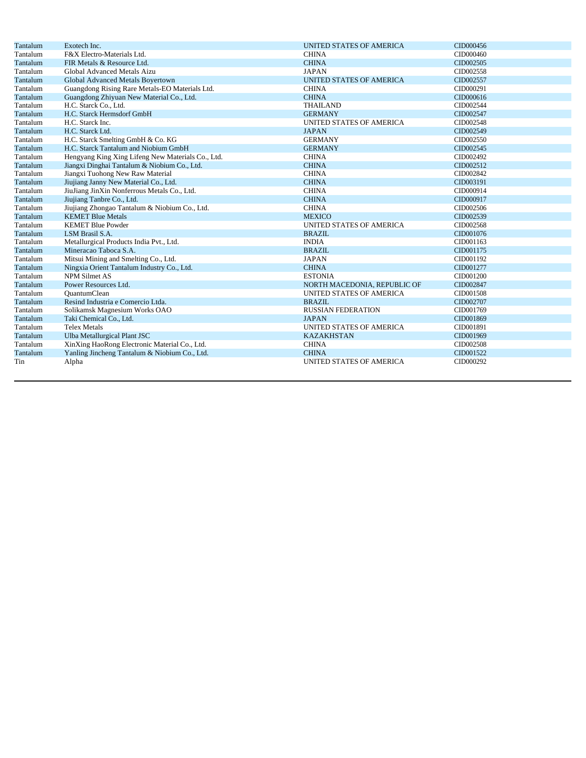| | | | |
|---|---|---|---|
| Tantalum | Exotech Inc. | UNITED STATES OF AMERICA | CID000456 |
| Tantalum | F&X Electro-Materials Ltd. | CHINA | CID000460 |
| Tantalum | FIR Metals & Resource Ltd. | CHINA | CID002505 |
| Tantalum | Global Advanced Metals Aizu | JAPAN | CID002558 |
| Tantalum | Global Advanced Metals Boyertown | UNITED STATES OF AMERICA | CID002557 |
| Tantalum | Guangdong Rising Rare Metals-EO Materials Ltd. | CHINA | CID000291 |
| Tantalum | Guangdong Zhiyuan New Material Co., Ltd. | CHINA | CID000616 |
| Tantalum | H.C. Starck Co., Ltd. | THAILAND | CID002544 |
| Tantalum | H.C. Starck Hermsdorf GmbH | GERMANY | CID002547 |
| Tantalum | H.C. Starck Inc. | UNITED STATES OF AMERICA | CID002548 |
| Tantalum | H.C. Starck Ltd. | JAPAN | CID002549 |
| Tantalum | H.C. Starck Smelting GmbH & Co. KG | GERMANY | CID002550 |
| Tantalum | H.C. Starck Tantalum and Niobium GmbH | GERMANY | CID002545 |
| Tantalum | Hengyang King Xing Lifeng New Materials Co., Ltd. | CHINA | CID002492 |
| Tantalum | Jiangxi Dinghai Tantalum & Niobium Co., Ltd. | CHINA | CID002512 |
| Tantalum | Jiangxi Tuohong New Raw Material | CHINA | CID002842 |
| Tantalum | Jiujiang Janny New Material Co., Ltd. | CHINA | CID003191 |
| Tantalum | JiuJiang JinXin Nonferrous Metals Co., Ltd. | CHINA | CID000914 |
| Tantalum | Jiujiang Tanbre Co., Ltd. | CHINA | CID000917 |
| Tantalum | Jiujiang Zhongao Tantalum & Niobium Co., Ltd. | CHINA | CID002506 |
| Tantalum | KEMET Blue Metals | MEXICO | CID002539 |
| Tantalum | KEMET Blue Powder | UNITED STATES OF AMERICA | CID002568 |
| Tantalum | LSM Brasil S.A. | BRAZIL | CID001076 |
| Tantalum | Metallurgical Products India Pvt., Ltd. | INDIA | CID001163 |
| Tantalum | Mineracao Taboca S.A. | BRAZIL | CID001175 |
| Tantalum | Mitsui Mining and Smelting Co., Ltd. | JAPAN | CID001192 |
| Tantalum | Ningxia Orient Tantalum Industry Co., Ltd. | CHINA | CID001277 |
| Tantalum | NPM Silmet AS | ESTONIA | CID001200 |
| Tantalum | Power Resources Ltd. | NORTH MACEDONIA, REPUBLIC OF | CID002847 |
| Tantalum | QuantumClean | UNITED STATES OF AMERICA | CID001508 |
| Tantalum | Resind Industria e Comercio Ltda. | BRAZIL | CID002707 |
| Tantalum | Solikamsk Magnesium Works OAO | RUSSIAN FEDERATION | CID001769 |
| Tantalum | Taki Chemical Co., Ltd. | JAPAN | CID001869 |
| Tantalum | Telex Metals | UNITED STATES OF AMERICA | CID001891 |
| Tantalum | Ulba Metallurgical Plant JSC | KAZAKHSTAN | CID001969 |
| Tantalum | XinXing HaoRong Electronic Material Co., Ltd. | CHINA | CID002508 |
| Tantalum | Yanling Jincheng Tantalum & Niobium Co., Ltd. | CHINA | CID001522 |
| Tin | Alpha | UNITED STATES OF AMERICA | CID000292 |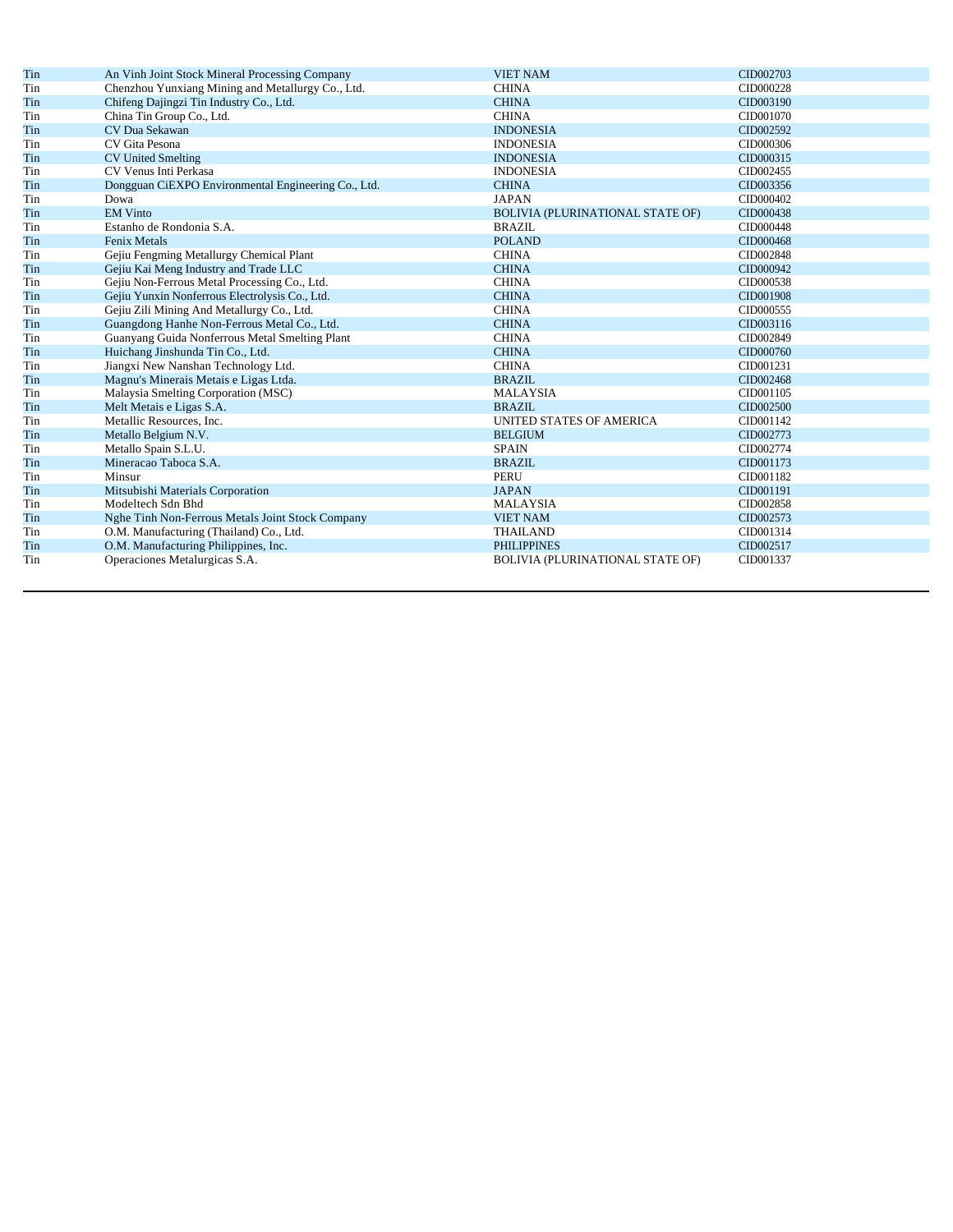| | | | |
|---|---|---|---|
| Tin | An Vinh Joint Stock Mineral Processing Company | VIET NAM | CID002703 |
| Tin | Chenzhou Yunxiang Mining and Metallurgy Co., Ltd. | CHINA | CID000228 |
| Tin | Chifeng Dajingzi Tin Industry Co., Ltd. | CHINA | CID003190 |
| Tin | China Tin Group Co., Ltd. | CHINA | CID001070 |
| Tin | CV Dua Sekawan | INDONESIA | CID002592 |
| Tin | CV Gita Pesona | INDONESIA | CID000306 |
| Tin | CV United Smelting | INDONESIA | CID000315 |
| Tin | CV Venus Inti Perkasa | INDONESIA | CID002455 |
| Tin | Dongguan CiEXPO Environmental Engineering Co., Ltd. | CHINA | CID003356 |
| Tin | Dowa | JAPAN | CID000402 |
| Tin | EM Vinto | BOLIVIA (PLURINATIONAL STATE OF) | CID000438 |
| Tin | Estanho de Rondonia S.A. | BRAZIL | CID000448 |
| Tin | Fenix Metals | POLAND | CID000468 |
| Tin | Gejiu Fengming Metallurgy Chemical Plant | CHINA | CID002848 |
| Tin | Gejiu Kai Meng Industry and Trade LLC | CHINA | CID000942 |
| Tin | Gejiu Non-Ferrous Metal Processing Co., Ltd. | CHINA | CID000538 |
| Tin | Gejiu Yunxin Nonferrous Electrolysis Co., Ltd. | CHINA | CID001908 |
| Tin | Gejiu Zili Mining And Metallurgy Co., Ltd. | CHINA | CID000555 |
| Tin | Guangdong Hanhe Non-Ferrous Metal Co., Ltd. | CHINA | CID003116 |
| Tin | Guanyang Guida Nonferrous Metal Smelting Plant | CHINA | CID002849 |
| Tin | Huichang Jinshunda Tin Co., Ltd. | CHINA | CID000760 |
| Tin | Jiangxi New Nanshan Technology Ltd. | CHINA | CID001231 |
| Tin | Magnu's Minerais Metais e Ligas Ltda. | BRAZIL | CID002468 |
| Tin | Malaysia Smelting Corporation (MSC) | MALAYSIA | CID001105 |
| Tin | Melt Metais e Ligas S.A. | BRAZIL | CID002500 |
| Tin | Metallic Resources, Inc. | UNITED STATES OF AMERICA | CID001142 |
| Tin | Metallo Belgium N.V. | BELGIUM | CID002773 |
| Tin | Metallo Spain S.L.U. | SPAIN | CID002774 |
| Tin | Mineracao Taboca S.A. | BRAZIL | CID001173 |
| Tin | Minsur | PERU | CID001182 |
| Tin | Mitsubishi Materials Corporation | JAPAN | CID001191 |
| Tin | Modeltech Sdn Bhd | MALAYSIA | CID002858 |
| Tin | Nghe Tinh Non-Ferrous Metals Joint Stock Company | VIET NAM | CID002573 |
| Tin | O.M. Manufacturing (Thailand) Co., Ltd. | THAILAND | CID001314 |
| Tin | O.M. Manufacturing Philippines, Inc. | PHILIPPINES | CID002517 |
| Tin | Operaciones Metalurgicas S.A. | BOLIVIA (PLURINATIONAL STATE OF) | CID001337 |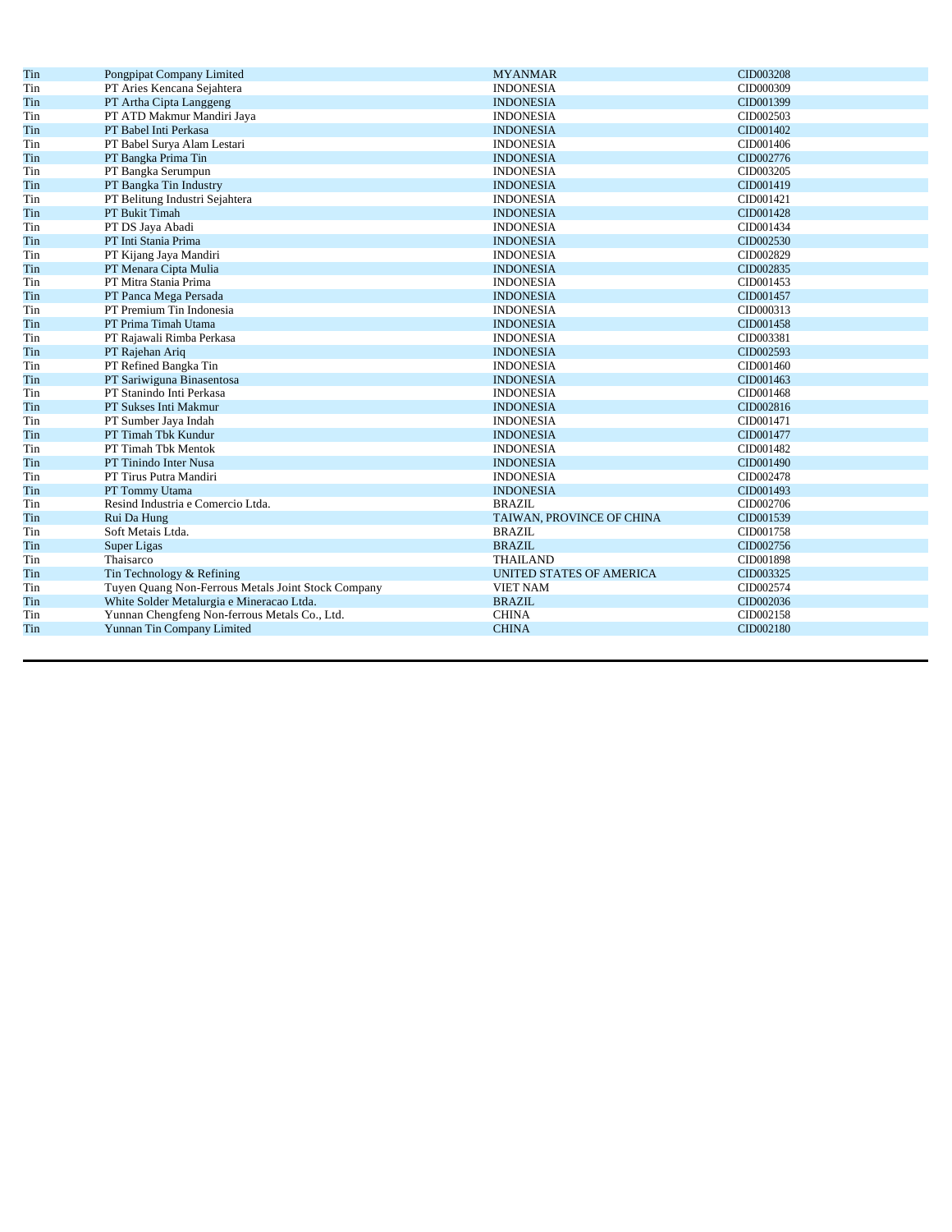| | | | |
|---|---|---|---|
| Tin | Pongpipat Company Limited | MYANMAR | CID003208 |
| Tin | PT Aries Kencana Sejahtera | INDONESIA | CID000309 |
| Tin | PT Artha Cipta Langgeng | INDONESIA | CID001399 |
| Tin | PT ATD Makmur Mandiri Jaya | INDONESIA | CID002503 |
| Tin | PT Babel Inti Perkasa | INDONESIA | CID001402 |
| Tin | PT Babel Surya Alam Lestari | INDONESIA | CID001406 |
| Tin | PT Bangka Prima Tin | INDONESIA | CID002776 |
| Tin | PT Bangka Serumpun | INDONESIA | CID003205 |
| Tin | PT Bangka Tin Industry | INDONESIA | CID001419 |
| Tin | PT Belitung Industri Sejahtera | INDONESIA | CID001421 |
| Tin | PT Bukit Timah | INDONESIA | CID001428 |
| Tin | PT DS Jaya Abadi | INDONESIA | CID001434 |
| Tin | PT Inti Stania Prima | INDONESIA | CID002530 |
| Tin | PT Kijang Jaya Mandiri | INDONESIA | CID002829 |
| Tin | PT Menara Cipta Mulia | INDONESIA | CID002835 |
| Tin | PT Mitra Stania Prima | INDONESIA | CID001453 |
| Tin | PT Panca Mega Persada | INDONESIA | CID001457 |
| Tin | PT Premium Tin Indonesia | INDONESIA | CID000313 |
| Tin | PT Prima Timah Utama | INDONESIA | CID001458 |
| Tin | PT Rajawali Rimba Perkasa | INDONESIA | CID003381 |
| Tin | PT Rajehan Ariq | INDONESIA | CID002593 |
| Tin | PT Refined Bangka Tin | INDONESIA | CID001460 |
| Tin | PT Sariwiguna Binasentosa | INDONESIA | CID001463 |
| Tin | PT Stanindo Inti Perkasa | INDONESIA | CID001468 |
| Tin | PT Sukses Inti Makmur | INDONESIA | CID002816 |
| Tin | PT Sumber Jaya Indah | INDONESIA | CID001471 |
| Tin | PT Timah Tbk Kundur | INDONESIA | CID001477 |
| Tin | PT Timah Tbk Mentok | INDONESIA | CID001482 |
| Tin | PT Tinindo Inter Nusa | INDONESIA | CID001490 |
| Tin | PT Tirus Putra Mandiri | INDONESIA | CID002478 |
| Tin | PT Tommy Utama | INDONESIA | CID001493 |
| Tin | Resind Industria e Comercio Ltda. | BRAZIL | CID002706 |
| Tin | Rui Da Hung | TAIWAN, PROVINCE OF CHINA | CID001539 |
| Tin | Soft Metais Ltda. | BRAZIL | CID001758 |
| Tin | Super Ligas | BRAZIL | CID002756 |
| Tin | Thaisarco | THAILAND | CID001898 |
| Tin | Tin Technology & Refining | UNITED STATES OF AMERICA | CID003325 |
| Tin | Tuyen Quang Non-Ferrous Metals Joint Stock Company | VIET NAM | CID002574 |
| Tin | White Solder Metalurgia e Mineracao Ltda. | BRAZIL | CID002036 |
| Tin | Yunnan Chengfeng Non-ferrous Metals Co., Ltd. | CHINA | CID002158 |
| Tin | Yunnan Tin Company Limited | CHINA | CID002180 |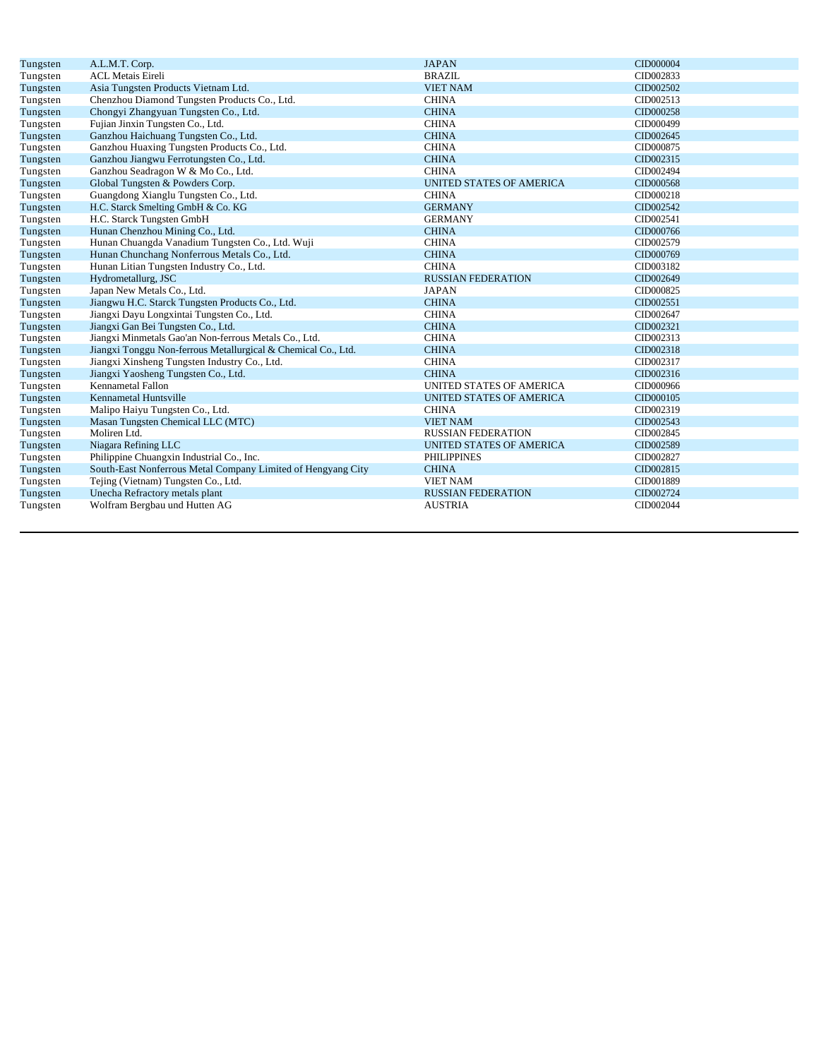| | | | |
|---|---|---|---|
| Tungsten | A.L.M.T. Corp. | JAPAN | CID000004 |
| Tungsten | ACL Metais Eireli | BRAZIL | CID002833 |
| Tungsten | Asia Tungsten Products Vietnam Ltd. | VIET NAM | CID002502 |
| Tungsten | Chenzhou Diamond Tungsten Products Co., Ltd. | CHINA | CID002513 |
| Tungsten | Chongyi Zhangyuan Tungsten Co., Ltd. | CHINA | CID000258 |
| Tungsten | Fujian Jinxin Tungsten Co., Ltd. | CHINA | CID000499 |
| Tungsten | Ganzhou Haichuang Tungsten Co., Ltd. | CHINA | CID002645 |
| Tungsten | Ganzhou Huaxing Tungsten Products Co., Ltd. | CHINA | CID000875 |
| Tungsten | Ganzhou Jiangwu Ferrotungsten Co., Ltd. | CHINA | CID002315 |
| Tungsten | Ganzhou Seadragon W & Mo Co., Ltd. | CHINA | CID002494 |
| Tungsten | Global Tungsten & Powders Corp. | UNITED STATES OF AMERICA | CID000568 |
| Tungsten | Guangdong Xianglu Tungsten Co., Ltd. | CHINA | CID000218 |
| Tungsten | H.C. Starck Smelting GmbH & Co. KG | GERMANY | CID002542 |
| Tungsten | H.C. Starck Tungsten GmbH | GERMANY | CID002541 |
| Tungsten | Hunan Chenzhou Mining Co., Ltd. | CHINA | CID000766 |
| Tungsten | Hunan Chuangda Vanadium Tungsten Co., Ltd. Wuji | CHINA | CID002579 |
| Tungsten | Hunan Chunchang Nonferrous Metals Co., Ltd. | CHINA | CID000769 |
| Tungsten | Hunan Litian Tungsten Industry Co., Ltd. | CHINA | CID003182 |
| Tungsten | Hydrometallurg, JSC | RUSSIAN FEDERATION | CID002649 |
| Tungsten | Japan New Metals Co., Ltd. | JAPAN | CID000825 |
| Tungsten | Jiangwu H.C. Starck Tungsten Products Co., Ltd. | CHINA | CID002551 |
| Tungsten | Jiangxi Dayu Longxintai Tungsten Co., Ltd. | CHINA | CID002647 |
| Tungsten | Jiangxi Gan Bei Tungsten Co., Ltd. | CHINA | CID002321 |
| Tungsten | Jiangxi Minmetals Gao'an Non-ferrous Metals Co., Ltd. | CHINA | CID002313 |
| Tungsten | Jiangxi Tonggu Non-ferrous Metallurgical & Chemical Co., Ltd. | CHINA | CID002318 |
| Tungsten | Jiangxi Xinsheng Tungsten Industry Co., Ltd. | CHINA | CID002317 |
| Tungsten | Jiangxi Yaosheng Tungsten Co., Ltd. | CHINA | CID002316 |
| Tungsten | Kennametal Fallon | UNITED STATES OF AMERICA | CID000966 |
| Tungsten | Kennametal Huntsville | UNITED STATES OF AMERICA | CID000105 |
| Tungsten | Malipo Haiyu Tungsten Co., Ltd. | CHINA | CID002319 |
| Tungsten | Masan Tungsten Chemical LLC (MTC) | VIET NAM | CID002543 |
| Tungsten | Moliren Ltd. | RUSSIAN FEDERATION | CID002845 |
| Tungsten | Niagara Refining LLC | UNITED STATES OF AMERICA | CID002589 |
| Tungsten | Philippine Chuangxin Industrial Co., Inc. | PHILIPPINES | CID002827 |
| Tungsten | South-East Nonferrous Metal Company Limited of Hengyang City | CHINA | CID002815 |
| Tungsten | Tejing (Vietnam) Tungsten Co., Ltd. | VIET NAM | CID001889 |
| Tungsten | Unecha Refractory metals plant | RUSSIAN FEDERATION | CID002724 |
| Tungsten | Wolfram Bergbau und Hutten AG | AUSTRIA | CID002044 |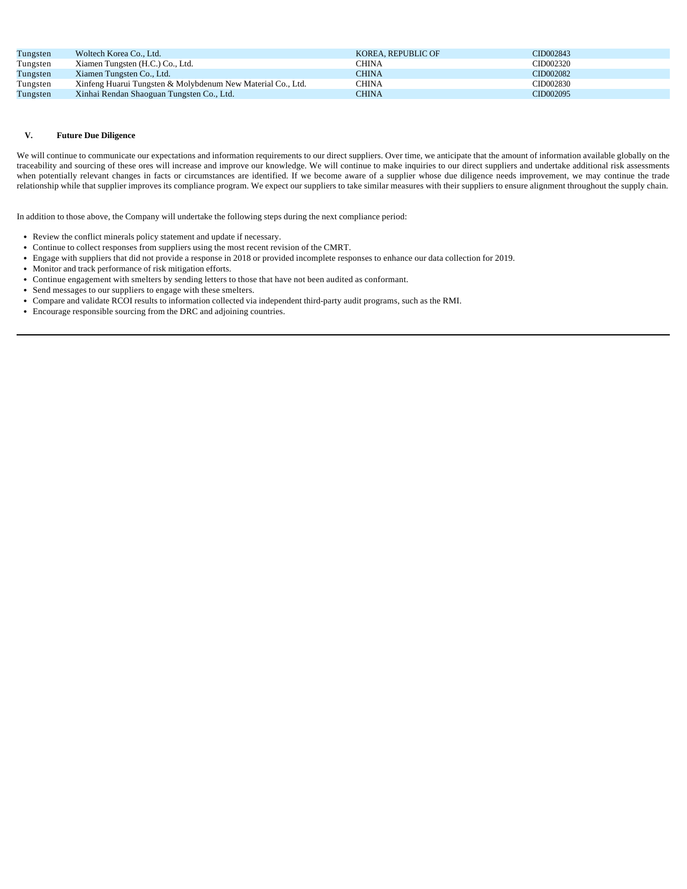| | | | |
|---|---|---|---|
| Tungsten | Woltech Korea Co., Ltd. | KOREA, REPUBLIC OF | CID002843 |
| Tungsten | Xiamen Tungsten (H.C.) Co., Ltd. | CHINA | CID002320 |
| Tungsten | Xiamen Tungsten Co., Ltd. | CHINA | CID002082 |
| Tungsten | Xinfeng Huarui Tungsten & Molybdenum New Material Co., Ltd. | CHINA | CID002830 |
| Tungsten | Xinhai Rendan Shaoguan Tungsten Co., Ltd. | CHINA | CID002095 |

## V. Future Due Diligence

We will continue to communicate our expectations and information requirements to our direct suppliers. Over time, we anticipate that the amount of information available globally on the traceability and sourcing of these ores will increase and improve our knowledge. We will continue to make inquiries to our direct suppliers and undertake additional risk assessments when potentially relevant changes in facts or circumstances are identified. If we become aware of a supplier whose due diligence needs improvement, we may continue the trade relationship while that supplier improves its compliance program. We expect our suppliers to take similar measures with their suppliers to ensure alignment throughout the supply chain.

In addition to those above, the Company will undertake the following steps during the next compliance period:

- Review the conflict minerals policy statement and update if necessary.
- Continue to collect responses from suppliers using the most recent revision of the CMRT.
- Engage with suppliers that did not provide a response in 2018 or provided incomplete responses to enhance our data collection for 2019.
- Monitor and track performance of risk mitigation efforts.
- Continue engagement with smelters by sending letters to those that have not been audited as conformant.
- Send messages to our suppliers to engage with these smelters.
- Compare and validate RCOI results to information collected via independent third-party audit programs, such as the RMI.
- Encourage responsible sourcing from the DRC and adjoining countries.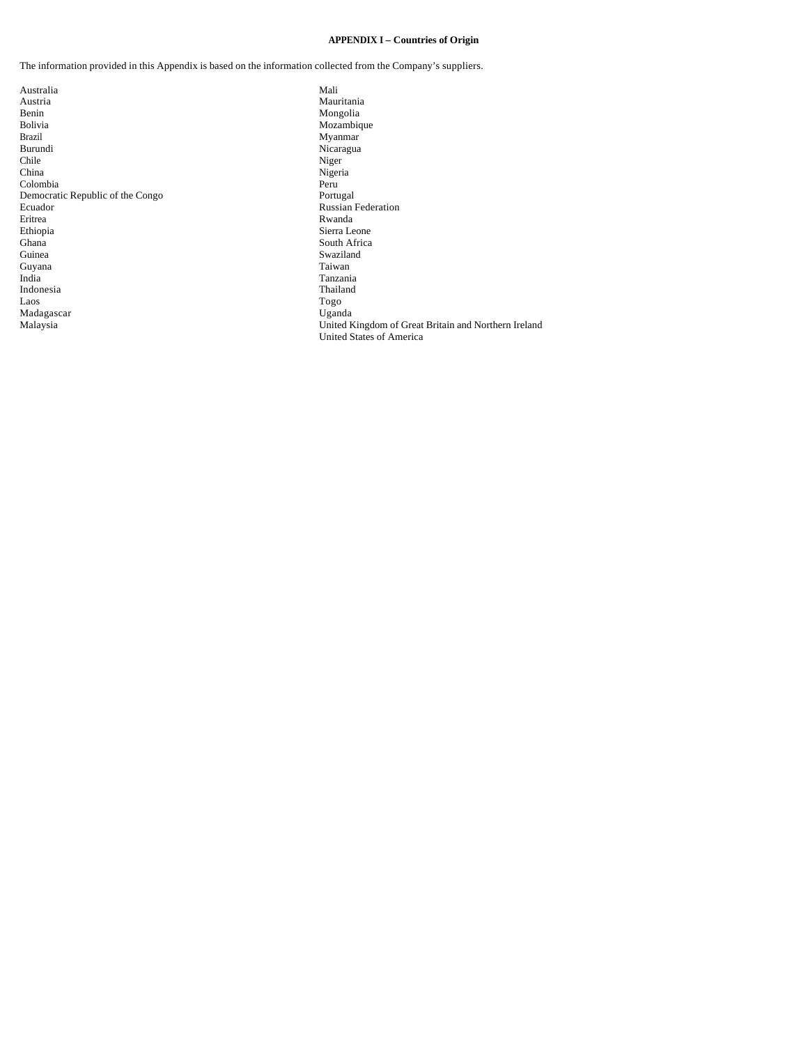**APPENDIX I – Countries of Origin**

The information provided in this Appendix is based on the information collected from the Company's suppliers.

Australia
Austria
Benin
Bolivia
Brazil
Burundi
Chile
China
Colombia
Democratic Republic of the Congo
Ecuador
Eritrea
Ethiopia
Ghana
Guinea
Guyana
India
Indonesia
Laos
Madagascar
Malaysia
Mali
Mauritania
Mongolia
Mozambique
Myanmar
Nicaragua
Niger
Nigeria
Peru
Portugal
Russian Federation
Rwanda
Sierra Leone
South Africa
Swaziland
Taiwan
Tanzania
Thailand
Togo
Uganda
United Kingdom of Great Britain and Northern Ireland
United States of America